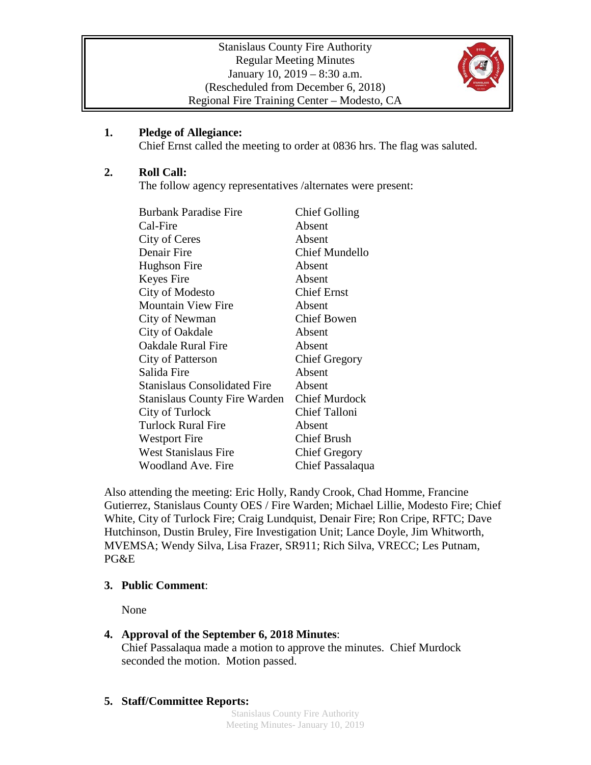Stanislaus County Fire Authority
Regular Meeting Minutes
January 10, 2019 – 8:30 a.m.
(Rescheduled from December 6, 2018)
Regional Fire Training Center – Modesto, CA

**1. Pledge of Allegiance:**
Chief Ernst called the meeting to order at 0836 hrs. The flag was saluted.

**2. Roll Call:**
The follow agency representatives /alternates were present:

| | |
|---|---|
| Burbank Paradise Fire | Chief Golling |
| Cal-Fire | Absent |
| City of Ceres | Absent |
| Denair Fire | Chief Mundello |
| Hughson Fire | Absent |
| Keyes Fire | Absent |
| City of Modesto | Chief Ernst |
| Mountain View Fire | Absent |
| City of Newman | Chief Bowen |
| City of Oakdale | Absent |
| Oakdale Rural Fire | Absent |
| City of Patterson | Chief Gregory |
| Salida Fire | Absent |
| Stanislaus Consolidated Fire | Absent |
| Stanislaus County Fire Warden | Chief Murdock |
| City of Turlock | Chief Talloni |
| Turlock Rural Fire | Absent |
| Westport Fire | Chief Brush |
| West Stanislaus Fire | Chief Gregory |
| Woodland Ave. Fire | Chief Passalaqua |

Also attending the meeting: Eric Holly, Randy Crook, Chad Homme, Francine Gutierrez, Stanislaus County OES / Fire Warden; Michael Lillie, Modesto Fire; Chief White, City of Turlock Fire; Craig Lundquist, Denair Fire; Ron Cripe, RFTC; Dave Hutchinson, Dustin Bruley, Fire Investigation Unit; Lance Doyle, Jim Whitworth, MVEMSA; Wendy Silva, Lisa Frazer, SR911; Rich Silva, VRECC; Les Putnam, PG&E

**3. Public Comment**:

None

**4. Approval of the September 6, 2018 Minutes**:
Chief Passalaqua made a motion to approve the minutes. Chief Murdock seconded the motion. Motion passed.

**5. Staff/Committee Reports:**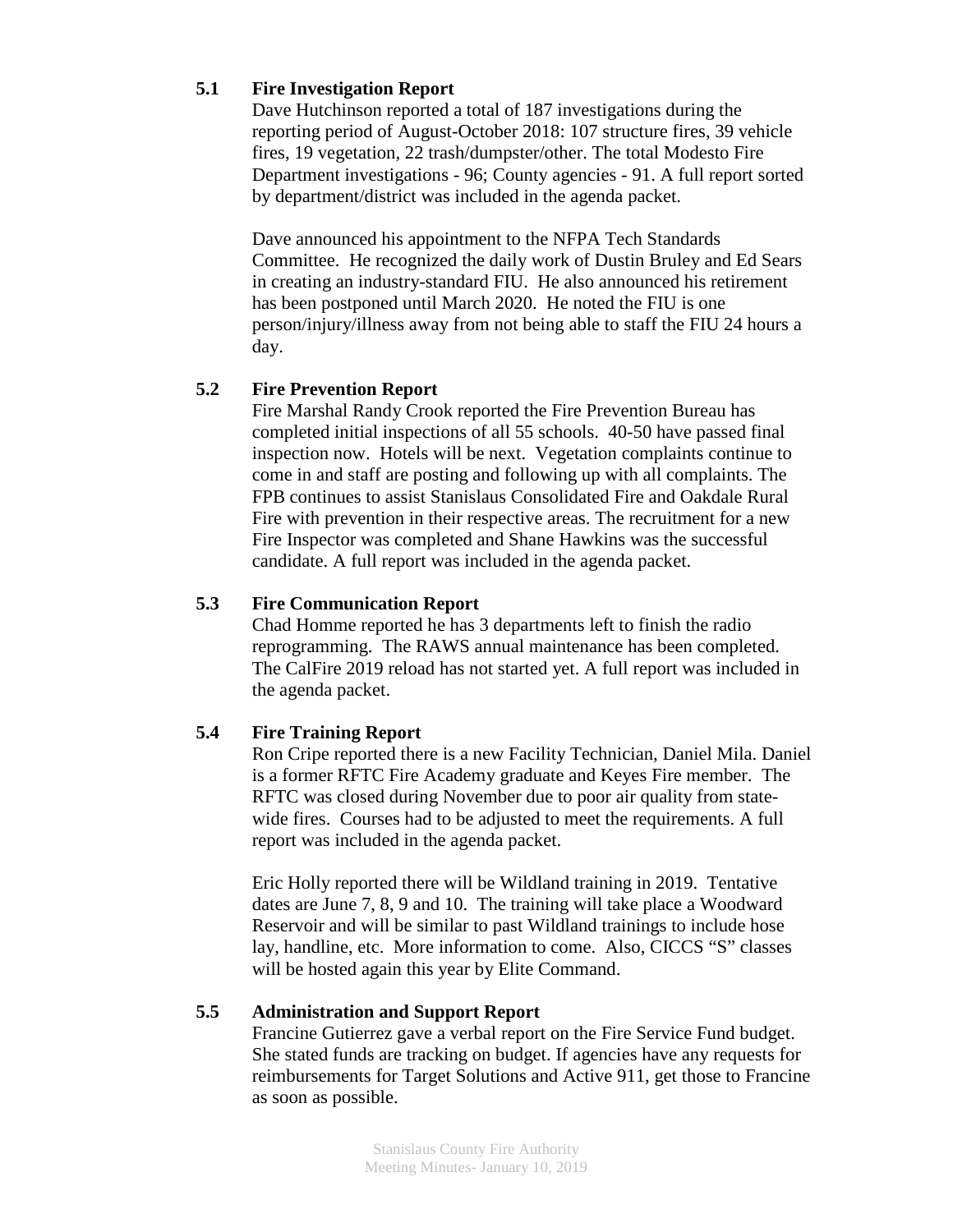### 5.1 Fire Investigation Report

Dave Hutchinson reported a total of 187 investigations during the reporting period of August-October 2018: 107 structure fires, 39 vehicle fires, 19 vegetation, 22 trash/dumpster/other. The total Modesto Fire Department investigations - 96; County agencies - 91. A full report sorted by department/district was included in the agenda packet.

Dave announced his appointment to the NFPA Tech Standards Committee. He recognized the daily work of Dustin Bruley and Ed Sears in creating an industry-standard FIU. He also announced his retirement has been postponed until March 2020. He noted the FIU is one person/injury/illness away from not being able to staff the FIU 24 hours a day.

### 5.2 Fire Prevention Report

Fire Marshal Randy Crook reported the Fire Prevention Bureau has completed initial inspections of all 55 schools. 40-50 have passed final inspection now. Hotels will be next. Vegetation complaints continue to come in and staff are posting and following up with all complaints. The FPB continues to assist Stanislaus Consolidated Fire and Oakdale Rural Fire with prevention in their respective areas. The recruitment for a new Fire Inspector was completed and Shane Hawkins was the successful candidate. A full report was included in the agenda packet.

### 5.3 Fire Communication Report

Chad Homme reported he has 3 departments left to finish the radio reprogramming. The RAWS annual maintenance has been completed. The CalFire 2019 reload has not started yet. A full report was included in the agenda packet.

### 5.4 Fire Training Report

Ron Cripe reported there is a new Facility Technician, Daniel Mila. Daniel is a former RFTC Fire Academy graduate and Keyes Fire member. The RFTC was closed during November due to poor air quality from state-wide fires. Courses had to be adjusted to meet the requirements. A full report was included in the agenda packet.

Eric Holly reported there will be Wildland training in 2019. Tentative dates are June 7, 8, 9 and 10. The training will take place a Woodward Reservoir and will be similar to past Wildland trainings to include hose lay, handline, etc. More information to come. Also, CICCS "S" classes will be hosted again this year by Elite Command.

### 5.5 Administration and Support Report

Francine Gutierrez gave a verbal report on the Fire Service Fund budget. She stated funds are tracking on budget. If agencies have any requests for reimbursements for Target Solutions and Active 911, get those to Francine as soon as possible.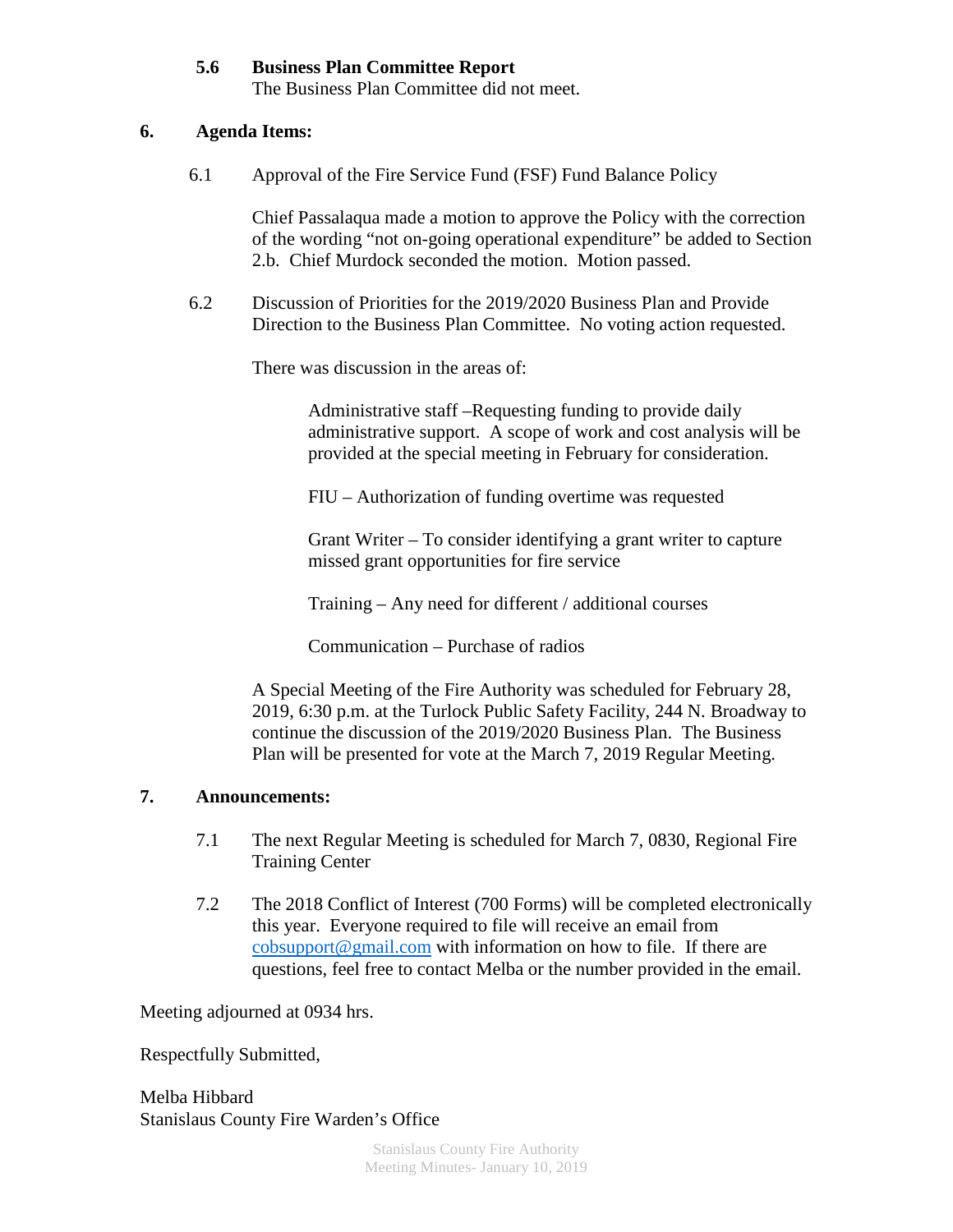**5.6 Business Plan Committee Report**

The Business Plan Committee did not meet.

## 6. Agenda Items:

6.1 Approval of the Fire Service Fund (FSF) Fund Balance Policy

Chief Passalaqua made a motion to approve the Policy with the correction of the wording "not on-going operational expenditure" be added to Section 2.b. Chief Murdock seconded the motion. Motion passed.

6.2 Discussion of Priorities for the 2019/2020 Business Plan and Provide Direction to the Business Plan Committee. No voting action requested.

There was discussion in the areas of:

Administrative staff –Requesting funding to provide daily administrative support. A scope of work and cost analysis will be provided at the special meeting in February for consideration.

FIU – Authorization of funding overtime was requested

Grant Writer – To consider identifying a grant writer to capture missed grant opportunities for fire service

Training – Any need for different / additional courses

Communication – Purchase of radios

A Special Meeting of the Fire Authority was scheduled for February 28, 2019, 6:30 p.m. at the Turlock Public Safety Facility, 244 N. Broadway to continue the discussion of the 2019/2020 Business Plan. The Business Plan will be presented for vote at the March 7, 2019 Regular Meeting.

## 7. Announcements:

7.1 The next Regular Meeting is scheduled for March 7, 0830, Regional Fire Training Center

7.2 The 2018 Conflict of Interest (700 Forms) will be completed electronically this year. Everyone required to file will receive an email from cobsupport@gmail.com with information on how to file. If there are questions, feel free to contact Melba or the number provided in the email.

Meeting adjourned at 0934 hrs.

Respectfully Submitted,

Melba Hibbard
Stanislaus County Fire Warden's Office